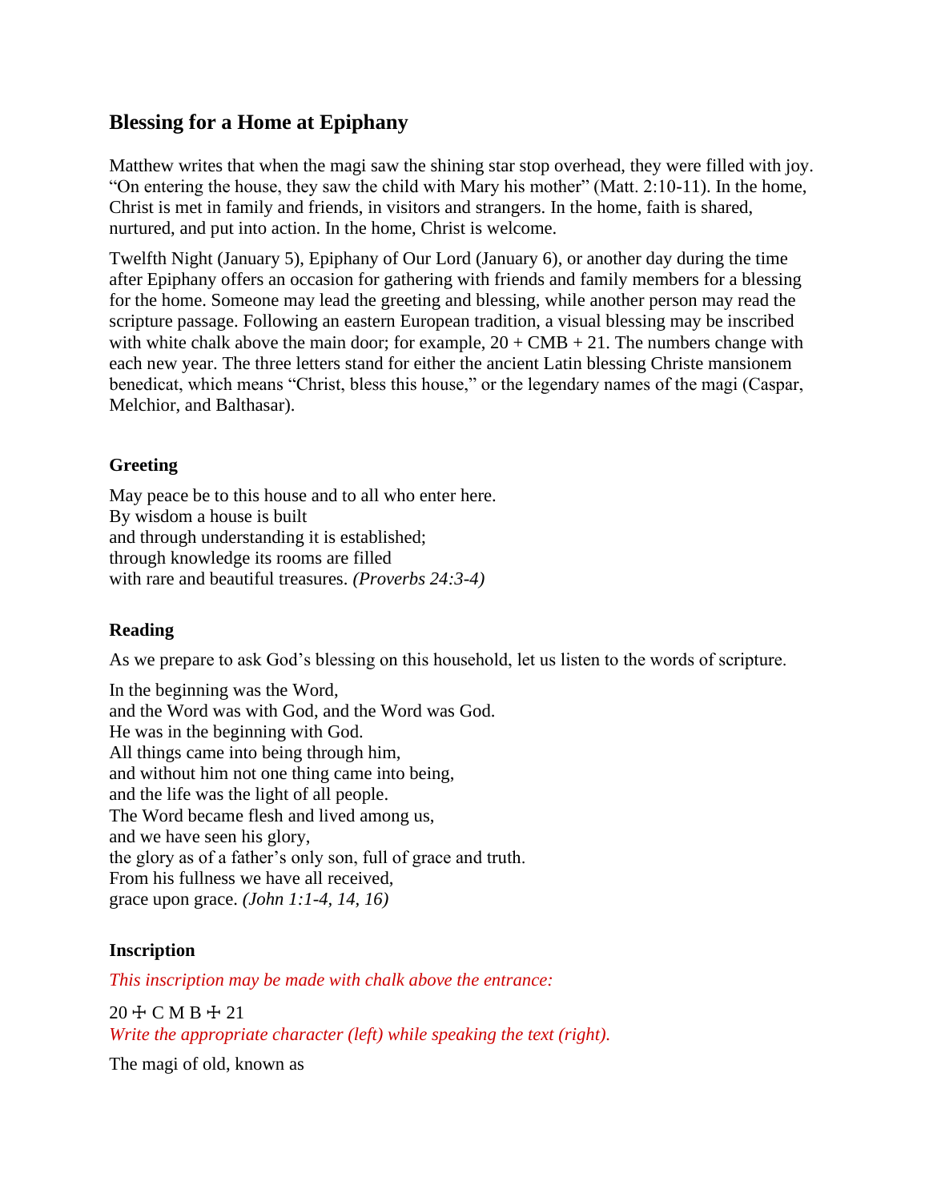## Blessing for a Home at Epiphany

Matthew writes that when the magi saw the shining star stop overhead, they were filled with joy. "On entering the house, they saw the child with Mary his mother" (Matt. 2:10-11). In the home, Christ is met in family and friends, in visitors and strangers. In the home, faith is shared, nurtured, and put into action. In the home, Christ is welcome.

Twelfth Night (January 5), Epiphany of Our Lord (January 6), or another day during the time after Epiphany offers an occasion for gathering with friends and family members for a blessing for the home. Someone may lead the greeting and blessing, while another person may read the scripture passage. Following an eastern European tradition, a visual blessing may be inscribed with white chalk above the main door; for example, 20 + CMB + 21. The numbers change with each new year. The three letters stand for either the ancient Latin blessing Christe mansionem benedicat, which means "Christ, bless this house," or the legendary names of the magi (Caspar, Melchior, and Balthasar).

### Greeting

May peace be to this house and to all who enter here.
By wisdom a house is built
and through understanding it is established;
through knowledge its rooms are filled
with rare and beautiful treasures. *(Proverbs 24:3-4)*

### Reading

As we prepare to ask God's blessing on this household, let us listen to the words of scripture.

In the beginning was the Word,
and the Word was with God, and the Word was God.
He was in the beginning with God.
All things came into being through him,
and without him not one thing came into being,
and the life was the light of all people.
The Word became flesh and lived among us,
and we have seen his glory,
the glory as of a father's only son, full of grace and truth.
From his fullness we have all received,
grace upon grace. *(John 1:1-4, 14, 16)*

### Inscription

*This inscription may be made with chalk above the entrance:*

20 ☩ C M B ☩ 21
*Write the appropriate character (left) while speaking the text (right).*

The magi of old, known as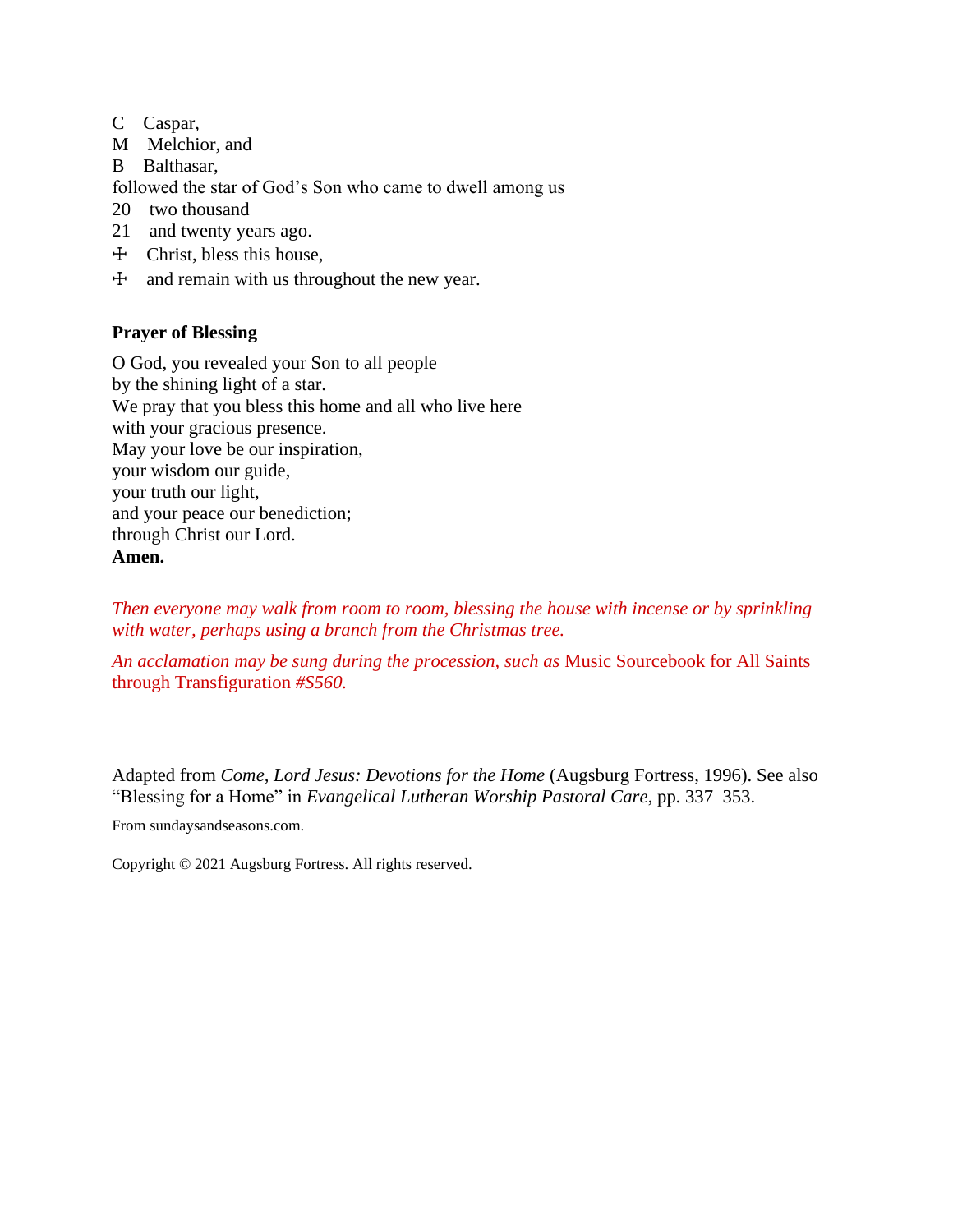C Caspar,
M Melchior, and
B Balthasar,
followed the star of God's Son who came to dwell among us
20 two thousand
21 and twenty years ago.
☩ Christ, bless this house,
☩ and remain with us throughout the new year.

**Prayer of Blessing**

O God, you revealed your Son to all people
by the shining light of a star.
We pray that you bless this home and all who live here
with your gracious presence.
May your love be our inspiration,
your wisdom our guide,
your truth our light,
and your peace our benediction;
through Christ our Lord.
**Amen.**

*Then everyone may walk from room to room, blessing the house with incense or by sprinkling with water, perhaps using a branch from the Christmas tree.*

*An acclamation may be sung during the procession, such as* Music Sourcebook for All Saints through Transfiguration *#S560.*

Adapted from *Come, Lord Jesus: Devotions for the Home* (Augsburg Fortress, 1996). See also "Blessing for a Home" in *Evangelical Lutheran Worship Pastoral Care*, pp. 337–353.

From sundaysandseasons.com.

Copyright © 2021 Augsburg Fortress. All rights reserved.